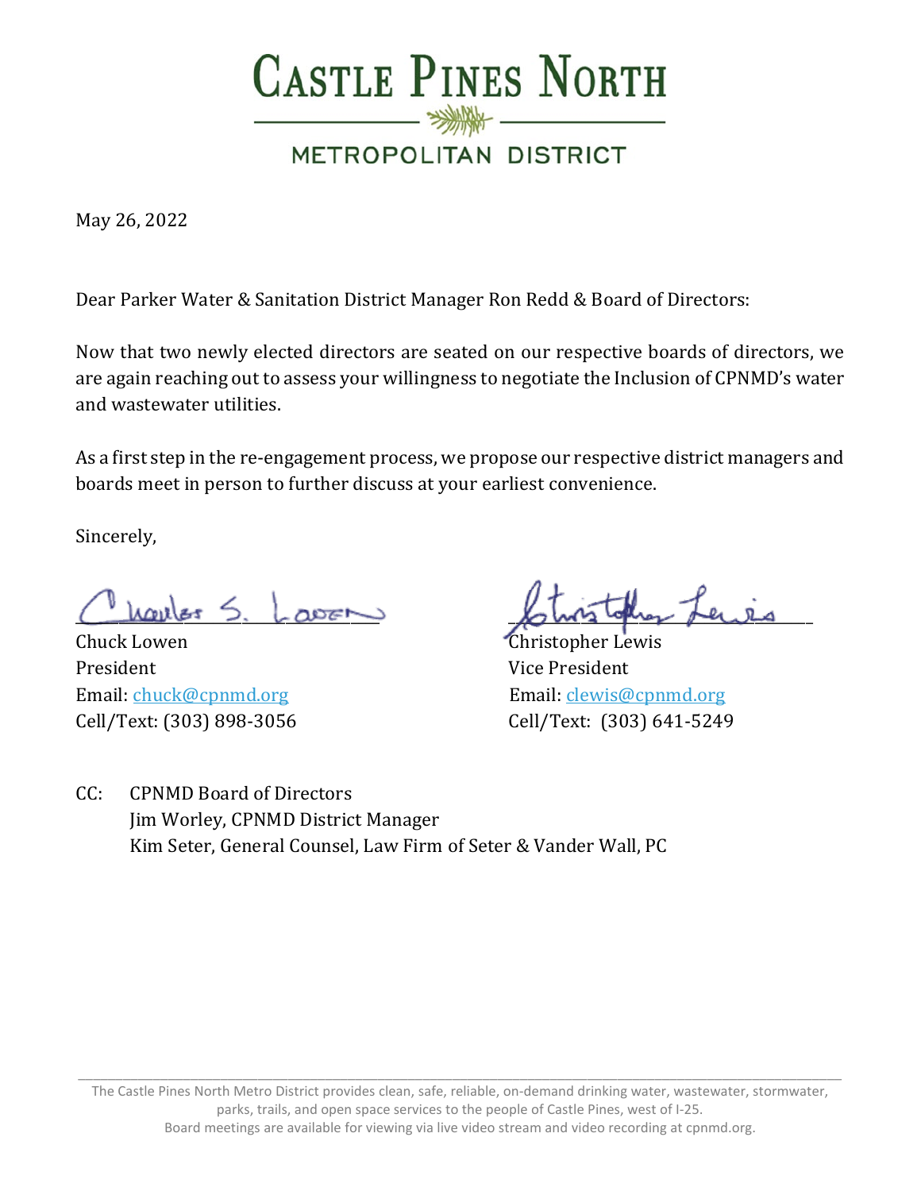# CASTLE PINES NORTH

## METROPOLITAN DISTRICT

May 26, 2022

Dear Parker Water & Sanitation District Manager Ron Redd & Board of Directors:

Now that two newly elected directors are seated on our respective boards of directors, we are again reaching out to assess your willingness to negotiate the Inclusion of CPNMD's water and wastewater utilities.

As a first step in the re-engagement process, we propose our respective district managers and boards meet in person to further discuss at your earliest convenience.

Sincerely,

Chuck Lowen
President
Email: chuck@cpnmd.org
Cell/Text: (303) 898-3056

Christopher Lewis
Vice President
Email: clewis@cpnmd.org
Cell/Text: (303) 641-5249

CC: CPNMD Board of Directors
Jim Worley, CPNMD District Manager
Kim Seter, General Counsel, Law Firm of Seter & Vander Wall, PC

The Castle Pines North Metro District provides clean, safe, reliable, on-demand drinking water, wastewater, stormwater, parks, trails, and open space services to the people of Castle Pines, west of I-25.
Board meetings are available for viewing via live video stream and video recording at cpnmd.org.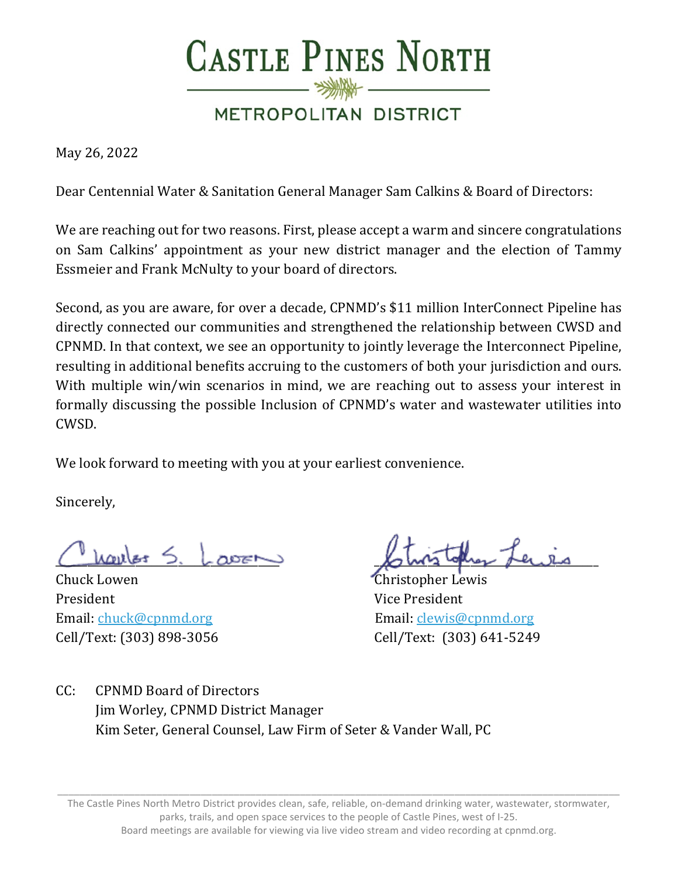# Castle Pines North

## Metropolitan District

May 26, 2022

Dear Centennial Water & Sanitation General Manager Sam Calkins & Board of Directors:

We are reaching out for two reasons. First, please accept a warm and sincere congratulations on Sam Calkins' appointment as your new district manager and the election of Tammy Essmeier and Frank McNulty to your board of directors.

Second, as you are aware, for over a decade, CPNMD's $11 million InterConnect Pipeline has directly connected our communities and strengthened the relationship between CWSD and CPNMD. In that context, we see an opportunity to jointly leverage the Interconnect Pipeline, resulting in additional benefits accruing to the customers of both your jurisdiction and ours. With multiple win/win scenarios in mind, we are reaching out to assess your interest in formally discussing the possible Inclusion of CPNMD's water and wastewater utilities into CWSD.

We look forward to meeting with you at your earliest convenience.

Sincerely,

Chuck Lowen
President
Email: chuck@cpnmd.org
Cell/Text: (303) 898-3056

Christopher Lewis
Vice President
Email: clewis@cpnmd.org
Cell/Text: (303) 641-5249

CC: CPNMD Board of Directors
Jim Worley, CPNMD District Manager
Kim Seter, General Counsel, Law Firm of Seter & Vander Wall, PC

The Castle Pines North Metro District provides clean, safe, reliable, on-demand drinking water, wastewater, stormwater, parks, trails, and open space services to the people of Castle Pines, west of I-25.
Board meetings are available for viewing via live video stream and video recording at cpnmd.org.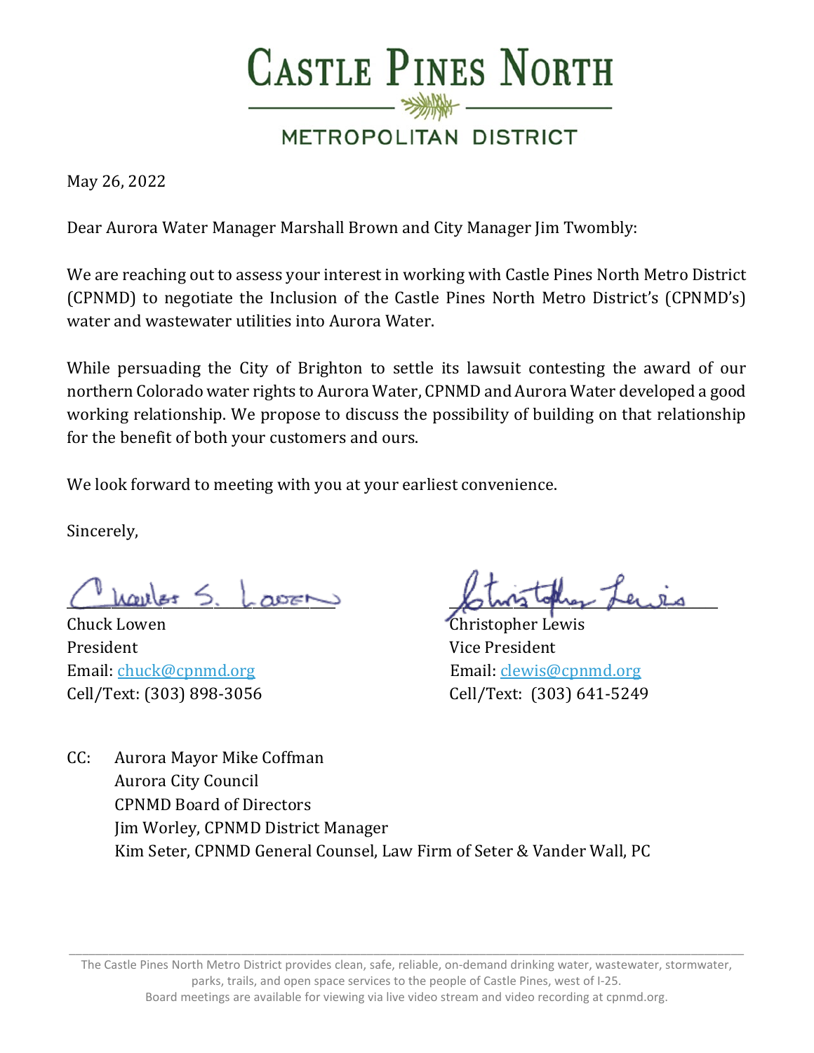# CASTLE PINES NORTH

## METROPOLITAN DISTRICT

May 26, 2022

Dear Aurora Water Manager Marshall Brown and City Manager Jim Twombly:

We are reaching out to assess your interest in working with Castle Pines North Metro District (CPNMD) to negotiate the Inclusion of the Castle Pines North Metro District's (CPNMD's) water and wastewater utilities into Aurora Water.

While persuading the City of Brighton to settle its lawsuit contesting the award of our northern Colorado water rights to Aurora Water, CPNMD and Aurora Water developed a good working relationship. We propose to discuss the possibility of building on that relationship for the benefit of both your customers and ours.

We look forward to meeting with you at your earliest convenience.

Sincerely,

Chuck Lowen
President
Email: chuck@cpnmd.org
Cell/Text: (303) 898-3056

Christopher Lewis
Vice President
Email: clewis@cpnmd.org
Cell/Text: (303) 641-5249

CC: Aurora Mayor Mike Coffman
Aurora City Council
CPNMD Board of Directors
Jim Worley, CPNMD District Manager
Kim Seter, CPNMD General Counsel, Law Firm of Seter & Vander Wall, PC

The Castle Pines North Metro District provides clean, safe, reliable, on-demand drinking water, wastewater, stormwater, parks, trails, and open space services to the people of Castle Pines, west of I-25.
Board meetings are available for viewing via live video stream and video recording at cpnmd.org.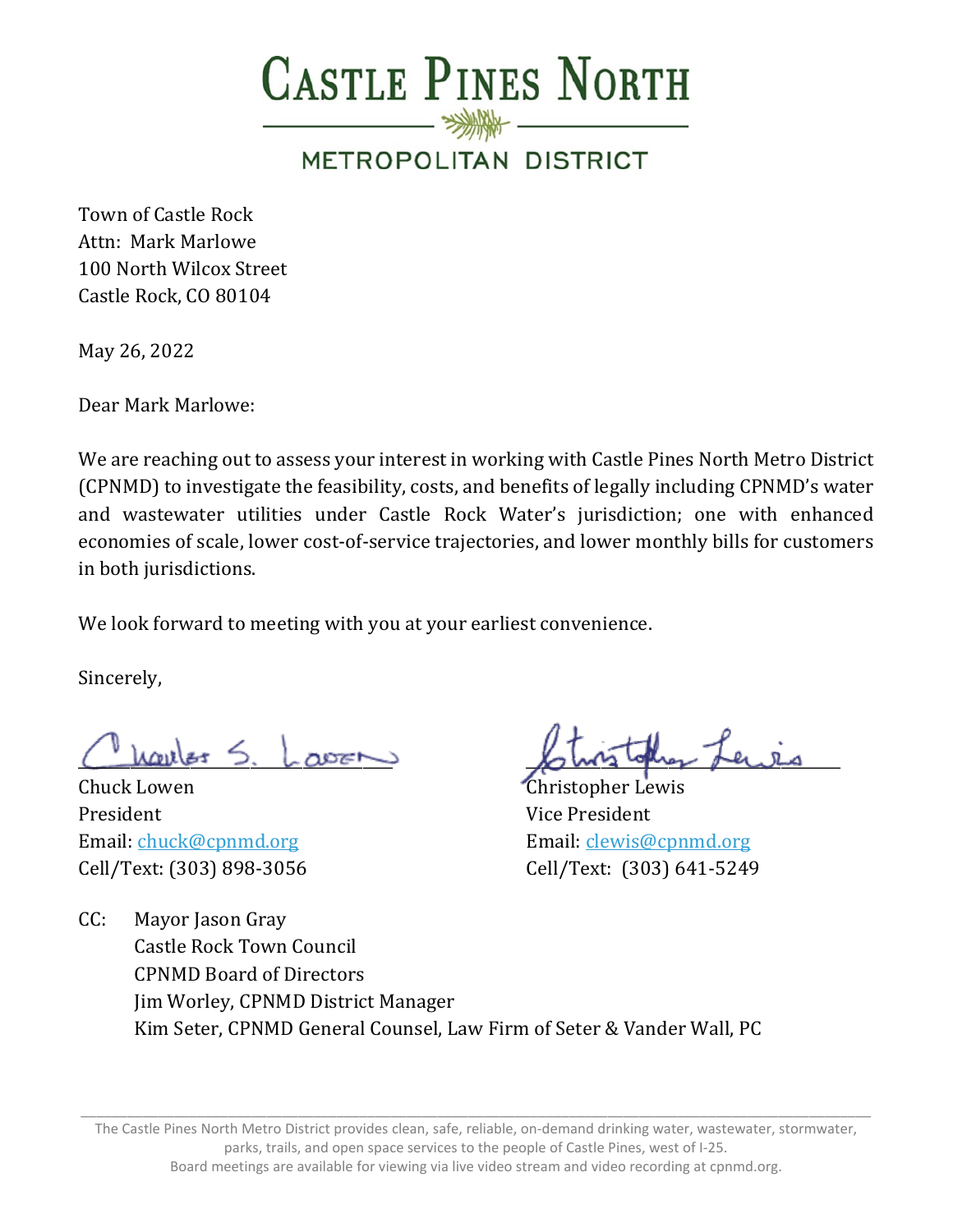# CASTLE PINES NORTH

## METROPOLITAN DISTRICT

Town of Castle Rock
Attn: Mark Marlowe
100 North Wilcox Street
Castle Rock, CO 80104

May 26, 2022

Dear Mark Marlowe:

We are reaching out to assess your interest in working with Castle Pines North Metro District (CPNMD) to investigate the feasibility, costs, and benefits of legally including CPNMD's water and wastewater utilities under Castle Rock Water's jurisdiction; one with enhanced economies of scale, lower cost-of-service trajectories, and lower monthly bills for customers in both jurisdictions.

We look forward to meeting with you at your earliest convenience.

Sincerely,

Chuck Lowen
President
Email: chuck@cpnmd.org
Cell/Text: (303) 898-3056

Christopher Lewis
Vice President
Email: clewis@cpnmd.org
Cell/Text: (303) 641-5249

CC: Mayor Jason Gray
Castle Rock Town Council
CPNMD Board of Directors
Jim Worley, CPNMD District Manager
Kim Seter, CPNMD General Counsel, Law Firm of Seter & Vander Wall, PC

The Castle Pines North Metro District provides clean, safe, reliable, on-demand drinking water, wastewater, stormwater, parks, trails, and open space services to the people of Castle Pines, west of I-25.
Board meetings are available for viewing via live video stream and video recording at cpnmd.org.